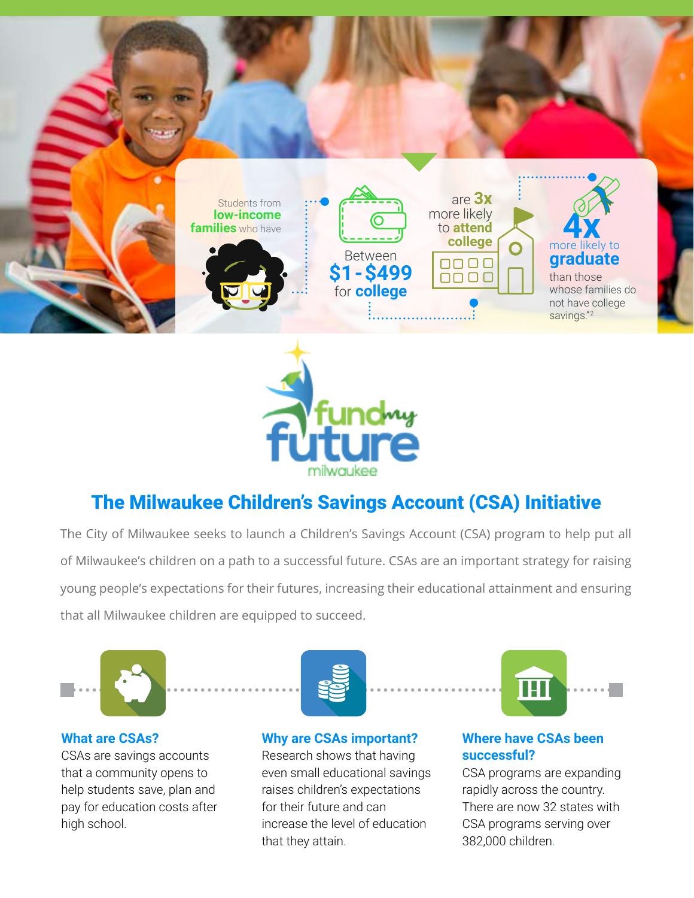Students from **low-income families** who have

Between **$1 - $499** for **college**

are **3x** more likely to **attend college**

**4x** more likely to **graduate** than those whose families do not have college savings."[2]

fund my future milwaukee

## The Milwaukee Children's Savings Account (CSA) Initiative

The City of Milwaukee seeks to launch a Children's Savings Account (CSA) program to help put all of Milwaukee's children on a path to a successful future. CSAs are an important strategy for raising young people's expectations for their futures, increasing their educational attainment and ensuring that all Milwaukee children are equipped to succeed.

### What are CSAs?

CSAs are savings accounts that a community opens to help students save, plan and pay for education costs after high school.

### Why are CSAs important?

Research shows that having even small educational savings raises children's expectations for their future and can increase the level of education that they attain.

### Where have CSAs been successful?

CSA programs are expanding rapidly across the country. There are now 32 states with CSA programs serving over 382,000 children.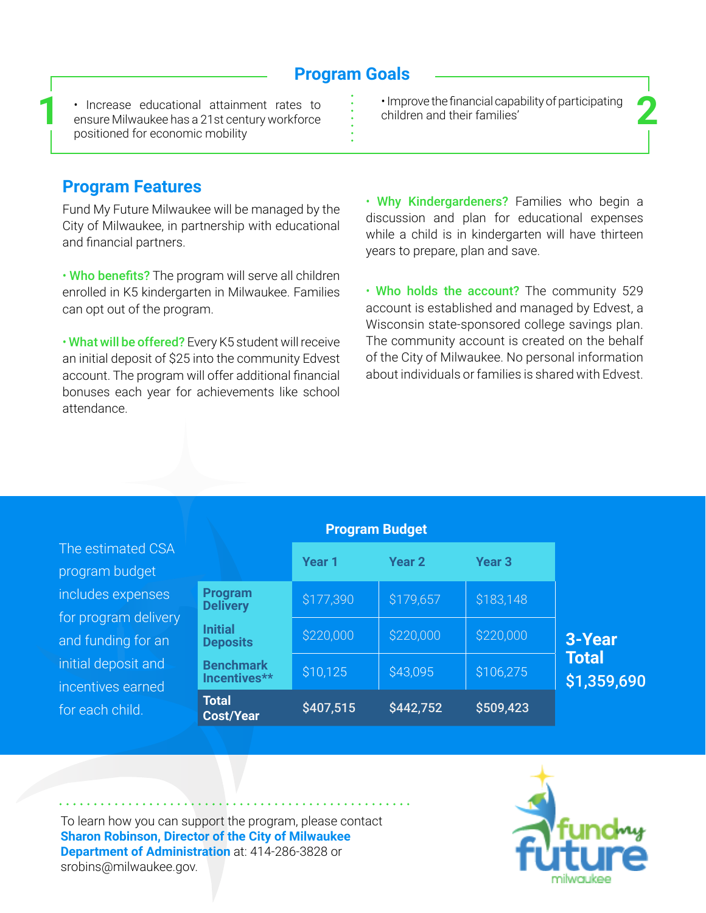## Program Goals

1. Increase educational attainment rates to ensure Milwaukee has a 21st century workforce positioned for economic mobility

2. Improve the financial capability of participating children and their families'

## Program Features

Fund My Future Milwaukee will be managed by the City of Milwaukee, in partnership with educational and financial partners.

• **Who benefits?** The program will serve all children enrolled in K5 kindergarten in Milwaukee. Families can opt out of the program.

• **What will be offered?** Every K5 student will receive an initial deposit of $25 into the community Edvest account. The program will offer additional financial bonuses each year for achievements like school attendance.

• **Why Kindergardeners?** Families who begin a discussion and plan for educational expenses while a child is in kindergarten will have thirteen years to prepare, plan and save.

• **Who holds the account?** The community 529 account is established and managed by Edvest, a Wisconsin state-sponsored college savings plan. The community account is created on the behalf of the City of Milwaukee. No personal information about individuals or families is shared with Edvest.

The estimated CSA program budget includes expenses for program delivery and funding for an initial deposit and incentives earned for each child.

### Program Budget

| | Year 1 | Year 2 | Year 3 |
|---|---|---|---|
| **Program Delivery** | $177,390 | $179,657 | $183,148 |
| **Initial Deposits** | $220,000 | $220,000 | $220,000 |
| **Benchmark Incentives\*\*** | $10,125 | $43,095 | $106,275 |
| **Total Cost/Year** | **$407,515** | **$442,752** | **$509,423** |

**3-Year Total $1,359,690**

To learn how you can support the program, please contact **Sharon Robinson, Director of the City of Milwaukee Department of Administration** at: 414-286-3828 or srobins@milwaukee.gov.

fund my future milwaukee